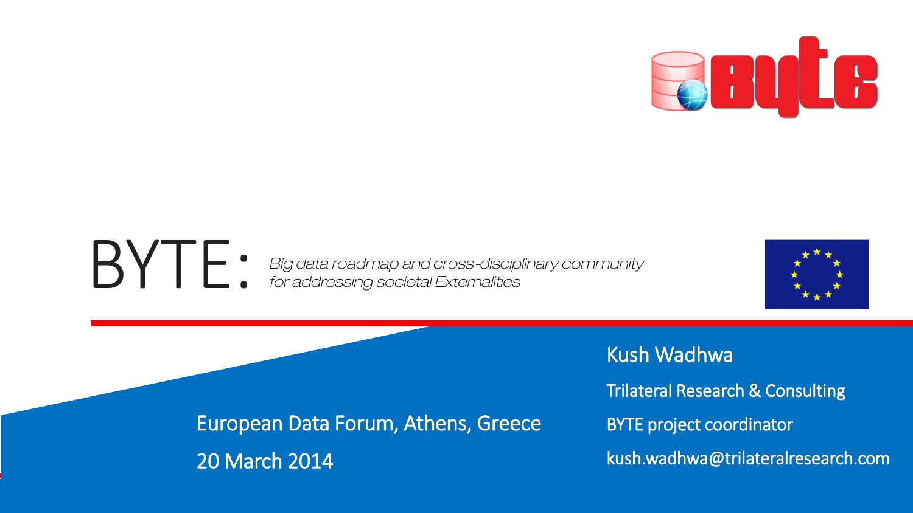# BYTE: *Big data roadmap and cross-disciplinary community for addressing societal Externalities*

European Data Forum, Athens, Greece

20 March 2014

Kush Wadhwa

Trilateral Research & Consulting

BYTE project coordinator

kush.wadhwa@trilateralresearch.com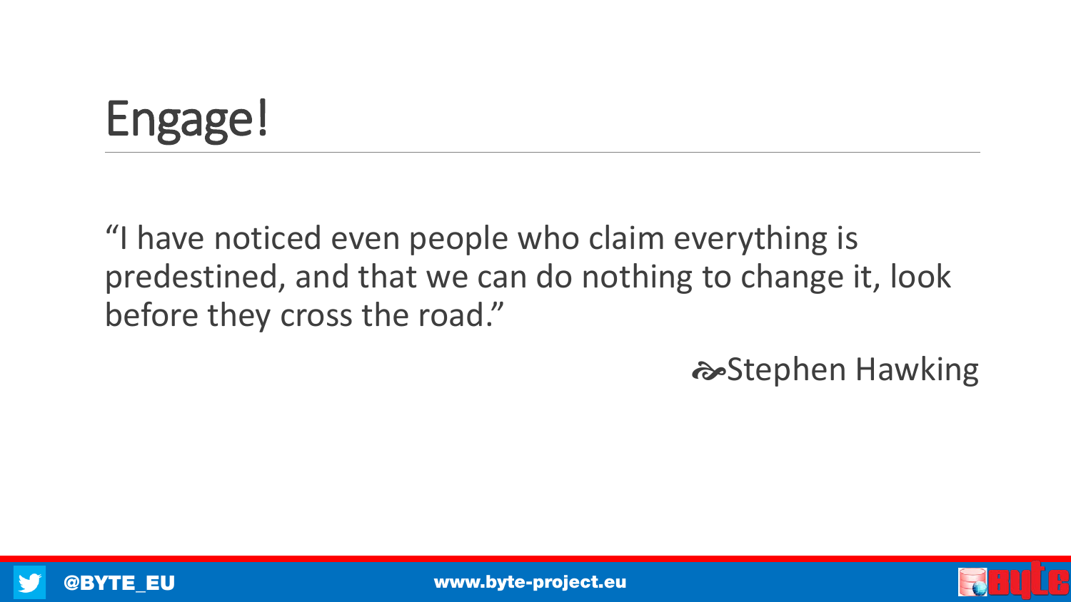# Engage!

"I have noticed even people who claim everything is predestined, and that we can do nothing to change it, look before they cross the road."

Stephen Hawking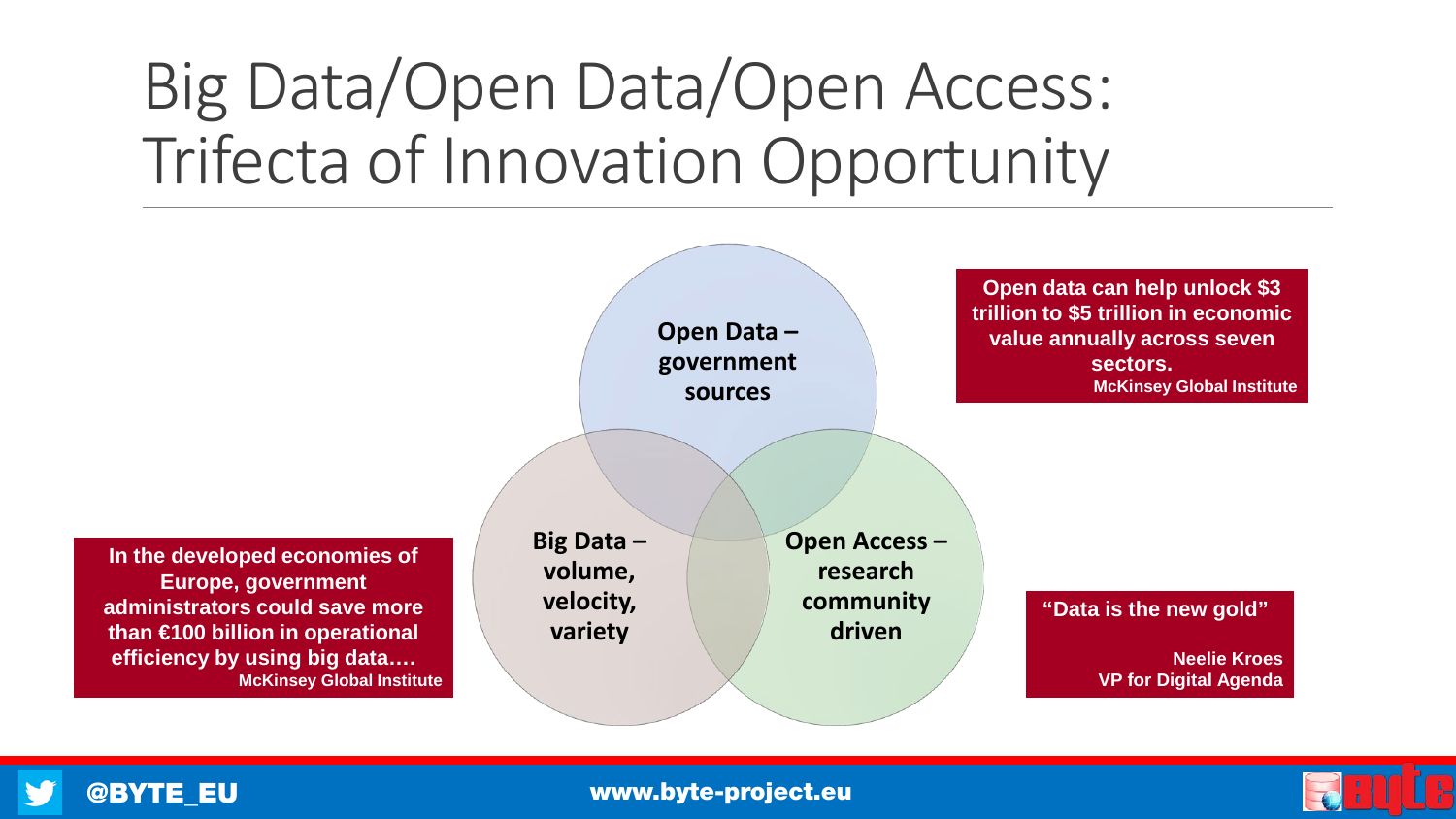# Big Data/Open Data/Open Access: Trifecta of Innovation Opportunity

**Open Data – government sources**

**Big Data – volume, velocity, variety**

**Open Access – research community driven**

**Open data can help unlock $3 trillion to $5 trillion in economic value annually across seven sectors.**
**McKinsey Global Institute**

**In the developed economies of Europe, government administrators could save more than €100 billion in operational efficiency by using big data….**
**McKinsey Global Institute**

**"Data is the new gold"**

**Neelie Kroes**
**VP for Digital Agenda**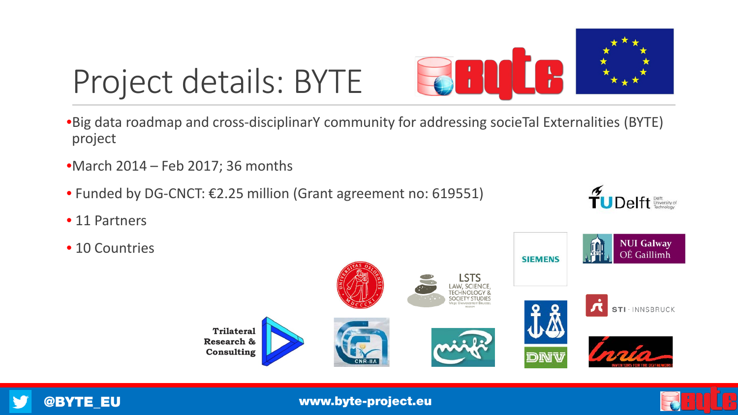# Project details: BYTE

- Big data roadmap and cross-disciplinarY community for addressing socieTal Externalities (BYTE) project
- March 2014 – Feb 2017; 36 months
- Funded by DG-CNCT: €2.25 million (Grant agreement no: 619551)
- 11 Partners
- 10 Countries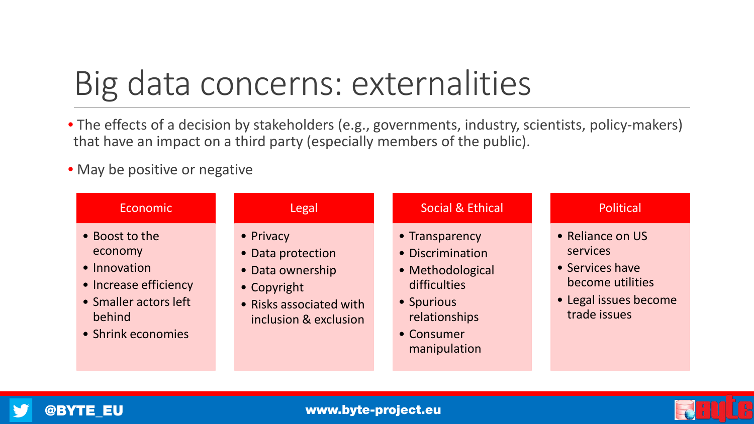# Big data concerns: externalities

- The effects of a decision by stakeholders (e.g., governments, industry, scientists, policy-makers) that have an impact on a third party (especially members of the public).
- May be positive or negative

### Economic

- Boost to the economy
- Innovation
- Increase efficiency
- Smaller actors left behind
- Shrink economies

### Legal

- Privacy
- Data protection
- Data ownership
- Copyright
- Risks associated with inclusion & exclusion

### Social & Ethical

- Transparency
- Discrimination
- Methodological difficulties
- Spurious relationships
- Consumer manipulation

### Political

- Reliance on US services
- Services have become utilities
- Legal issues become trade issues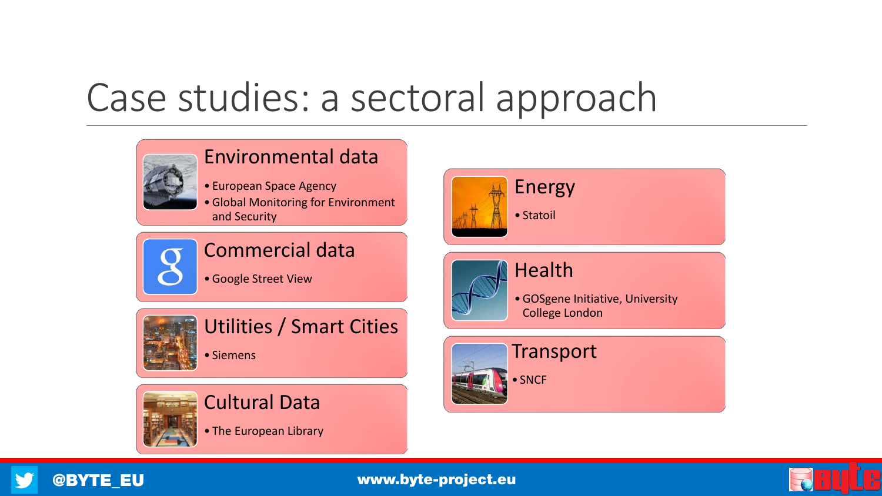# Case studies: a sectoral approach

## Environmental data

- European Space Agency
- Global Monitoring for Environment and Security

## Commercial data

- Google Street View

## Utilities / Smart Cities

- Siemens

## Cultural Data

- The European Library

## Energy

- Statoil

## Health

- GOSgene Initiative, University College London

## Transport

- SNCF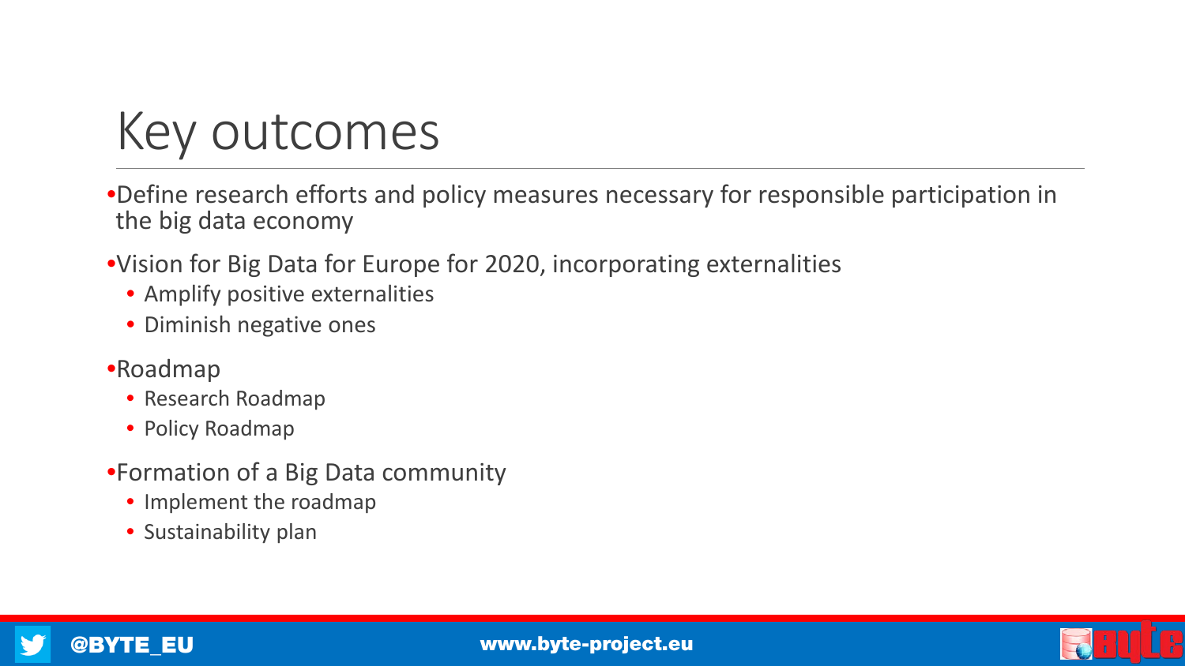# Key outcomes

- Define research efforts and policy measures necessary for responsible participation in the big data economy
- Vision for Big Data for Europe for 2020, incorporating externalities
  - Amplify positive externalities
  - Diminish negative ones
- Roadmap
  - Research Roadmap
  - Policy Roadmap
- Formation of a Big Data community
  - Implement the roadmap
  - Sustainability plan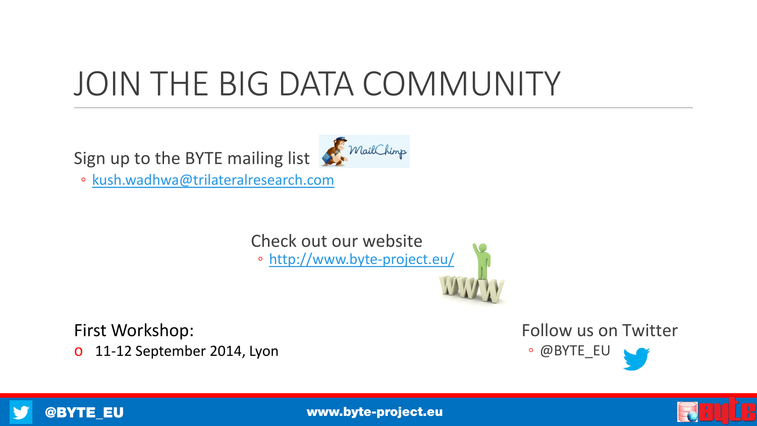# JOIN THE BIG DATA COMMUNITY

Sign up to the BYTE mailing list

- kush.wadhwa@trilateralresearch.com

Check out our website

- http://www.byte-project.eu/

First Workshop:

- 11-12 September 2014, Lyon

Follow us on Twitter

- @BYTE_EU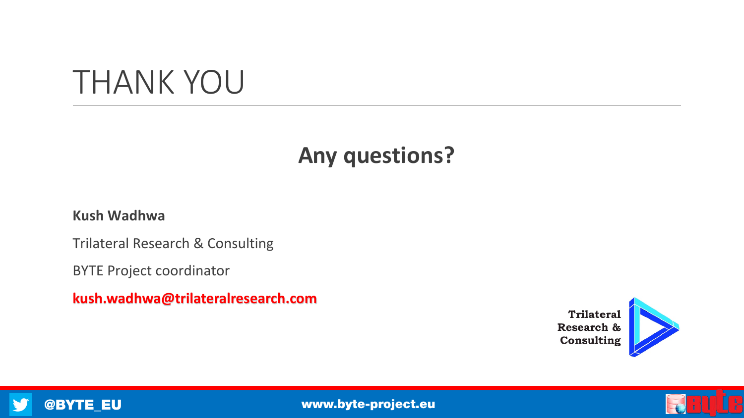# THANK YOU

## Any questions?

**Kush Wadhwa**

Trilateral Research & Consulting

BYTE Project coordinator

**kush.wadhwa@trilateralresearch.com**

Trilateral Research & Consulting

@BYTE_EU

www.byte-project.eu